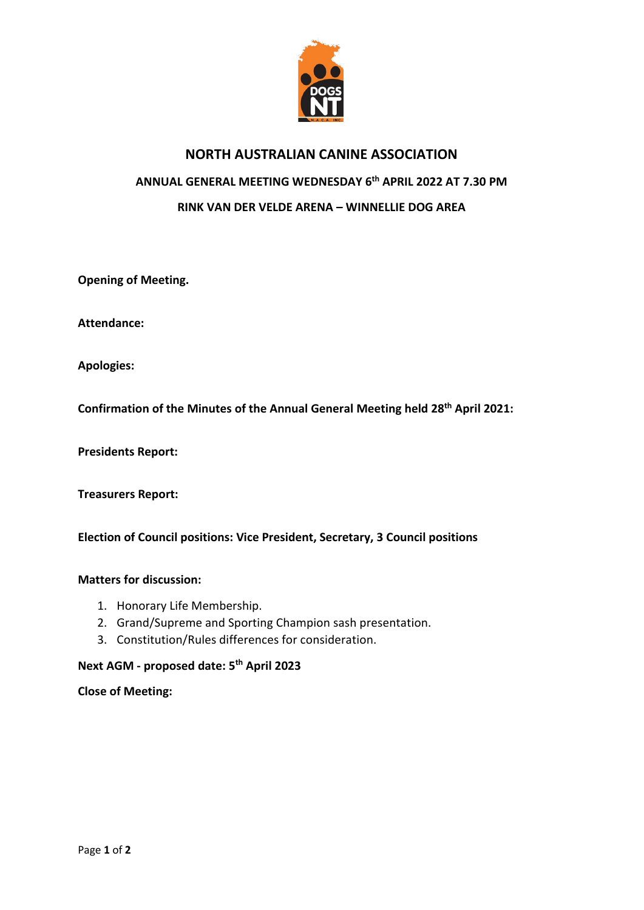# NORTH AUSTRALIAN CANINE ASSOCIATION

## ANNUAL GENERAL MEETING WEDNESDAY 6th APRIL 2022 AT 7.30 PM

## RINK VAN DER VELDE ARENA – WINNELLIE DOG AREA

**Opening of Meeting.**

**Attendance:**

**Apologies:**

**Confirmation of the Minutes of the Annual General Meeting held 28th April 2021:**

**Presidents Report:**

**Treasurers Report:**

**Election of Council positions: Vice President, Secretary, 3 Council positions**

**Matters for discussion:**

1. Honorary Life Membership.
2. Grand/Supreme and Sporting Champion sash presentation.
3. Constitution/Rules differences for consideration.

**Next AGM - proposed date: 5th April 2023**

**Close of Meeting:**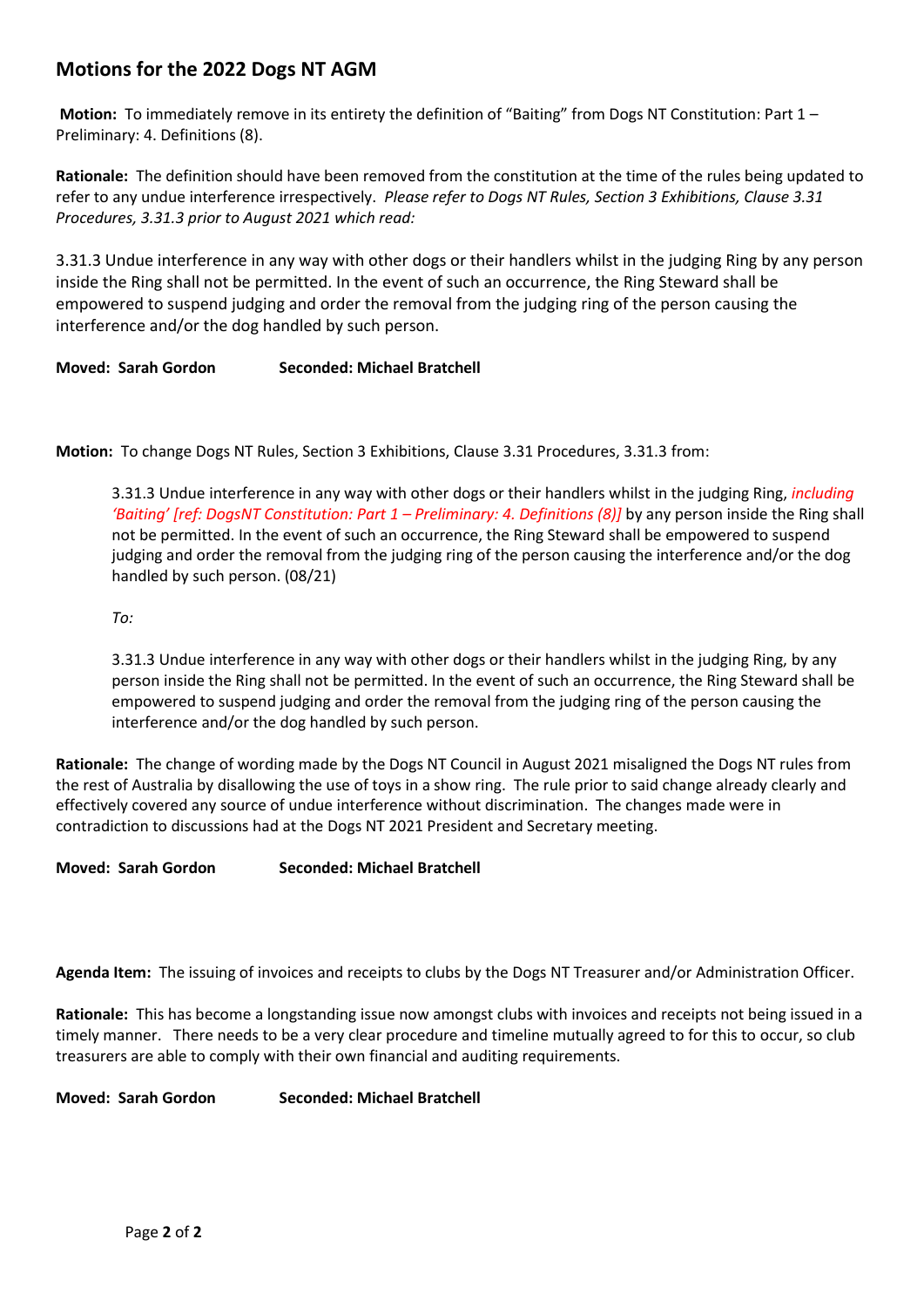## Motions for the 2022 Dogs NT AGM

**Motion:** To immediately remove in its entirety the definition of "Baiting" from Dogs NT Constitution: Part 1 – Preliminary: 4. Definitions (8).

**Rationale:** The definition should have been removed from the constitution at the time of the rules being updated to refer to any undue interference irrespectively. *Please refer to Dogs NT Rules, Section 3 Exhibitions, Clause 3.31 Procedures, 3.31.3 prior to August 2021 which read:*

3.31.3 Undue interference in any way with other dogs or their handlers whilst in the judging Ring by any person inside the Ring shall not be permitted. In the event of such an occurrence, the Ring Steward shall be empowered to suspend judging and order the removal from the judging ring of the person causing the interference and/or the dog handled by such person.

**Moved: Sarah Gordon** **Seconded: Michael Bratchell**

**Motion:** To change Dogs NT Rules, Section 3 Exhibitions, Clause 3.31 Procedures, 3.31.3 from:

> 3.31.3 Undue interference in any way with other dogs or their handlers whilst in the judging Ring, *including 'Baiting' [ref: DogsNT Constitution: Part 1 – Preliminary: 4. Definitions (8)]* by any person inside the Ring shall not be permitted. In the event of such an occurrence, the Ring Steward shall be empowered to suspend judging and order the removal from the judging ring of the person causing the interference and/or the dog handled by such person. (08/21)
>
> *To:*
>
> 3.31.3 Undue interference in any way with other dogs or their handlers whilst in the judging Ring, by any person inside the Ring shall not be permitted. In the event of such an occurrence, the Ring Steward shall be empowered to suspend judging and order the removal from the judging ring of the person causing the interference and/or the dog handled by such person.

**Rationale:** The change of wording made by the Dogs NT Council in August 2021 misaligned the Dogs NT rules from the rest of Australia by disallowing the use of toys in a show ring. The rule prior to said change already clearly and effectively covered any source of undue interference without discrimination. The changes made were in contradiction to discussions had at the Dogs NT 2021 President and Secretary meeting.

**Moved: Sarah Gordon** **Seconded: Michael Bratchell**

**Agenda Item:** The issuing of invoices and receipts to clubs by the Dogs NT Treasurer and/or Administration Officer.

**Rationale:** This has become a longstanding issue now amongst clubs with invoices and receipts not being issued in a timely manner. There needs to be a very clear procedure and timeline mutually agreed to for this to occur, so club treasurers are able to comply with their own financial and auditing requirements.

**Moved: Sarah Gordon** **Seconded: Michael Bratchell**